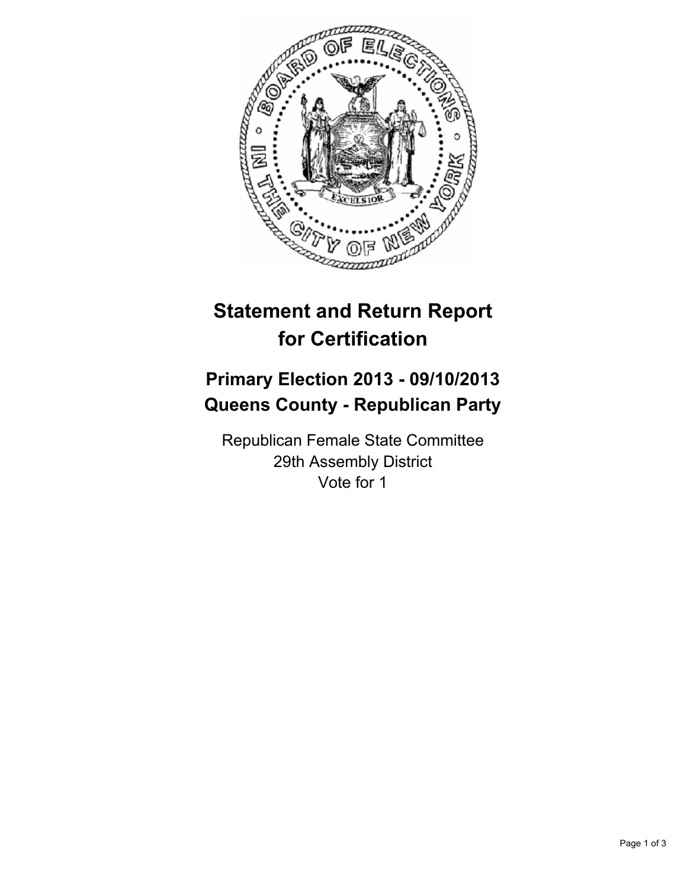# Statement and Return Report for Certification

## Primary Election 2013 - 09/10/2013
## Queens County - Republican Party

Republican Female State Committee
29th Assembly District
Vote for 1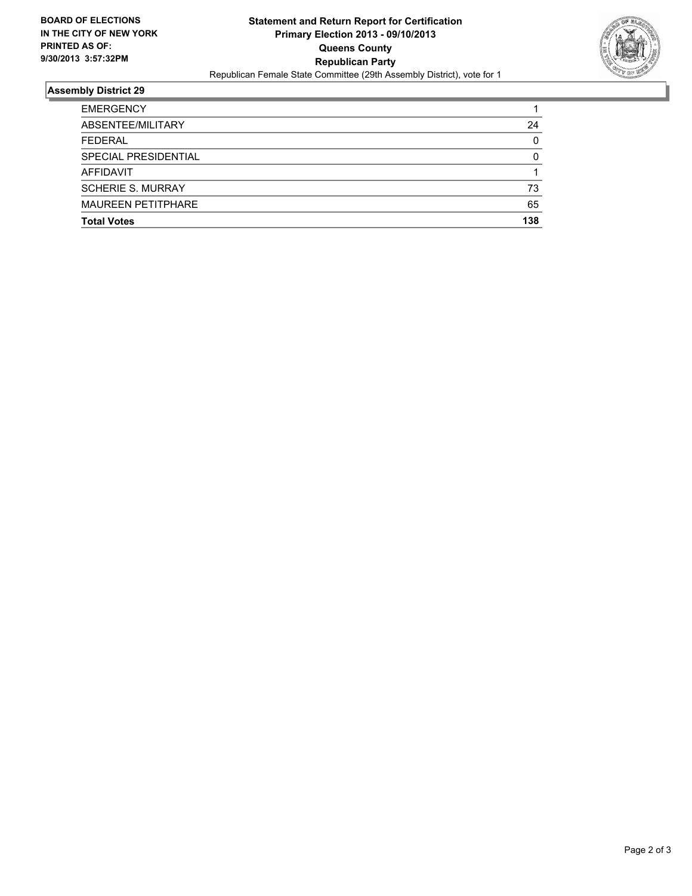**BOARD OF ELECTIONS IN THE CITY OF NEW YORK PRINTED AS OF: 9/30/2013 3:57:32PM**

# Statement and Return Report for Certification
## Primary Election 2013 - 09/10/2013
## Queens County
## Republican Party
Republican Female State Committee (29th Assembly District), vote for 1

### Assembly District 29

| | |
|---|---|
| EMERGENCY | 1 |
| ABSENTEE/MILITARY | 24 |
| FEDERAL | 0 |
| SPECIAL PRESIDENTIAL | 0 |
| AFFIDAVIT | 1 |
| SCHERIE S. MURRAY | 73 |
| MAUREEN PETITPHARE | 65 |
| **Total Votes** | **138** |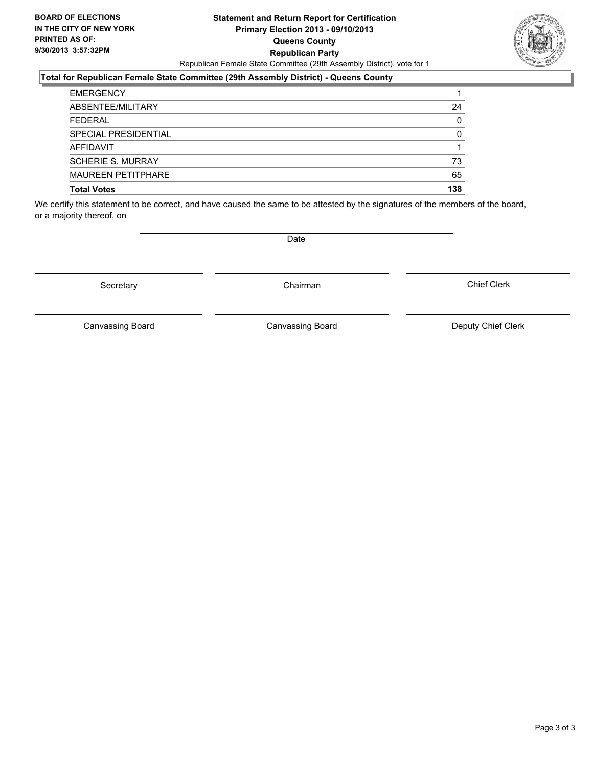BOARD OF ELECTIONS
IN THE CITY OF NEW YORK
PRINTED AS OF:
9/30/2013 3:57:32PM

**Statement and Return Report for Certification**
**Primary Election 2013 - 09/10/2013**
**Queens County**
**Republican Party**

Republican Female State Committee (29th Assembly District), vote for 1

**Total for Republican Female State Committee (29th Assembly District) - Queens County**

| | |
|---|---|
| EMERGENCY | 1 |
| ABSENTEE/MILITARY | 24 |
| FEDERAL | 0 |
| SPECIAL PRESIDENTIAL | 0 |
| AFFIDAVIT | 1 |
| SCHERIE S. MURRAY | 73 |
| MAUREEN PETITPHARE | 65 |
| **Total Votes** | **138** |

We certify this statement to be correct, and have caused the same to be attested by the signatures of the members of the board, or a majority thereof, on

Date

Secretary | Chairman | Chief Clerk

Canvassing Board | Canvassing Board | Deputy Chief Clerk